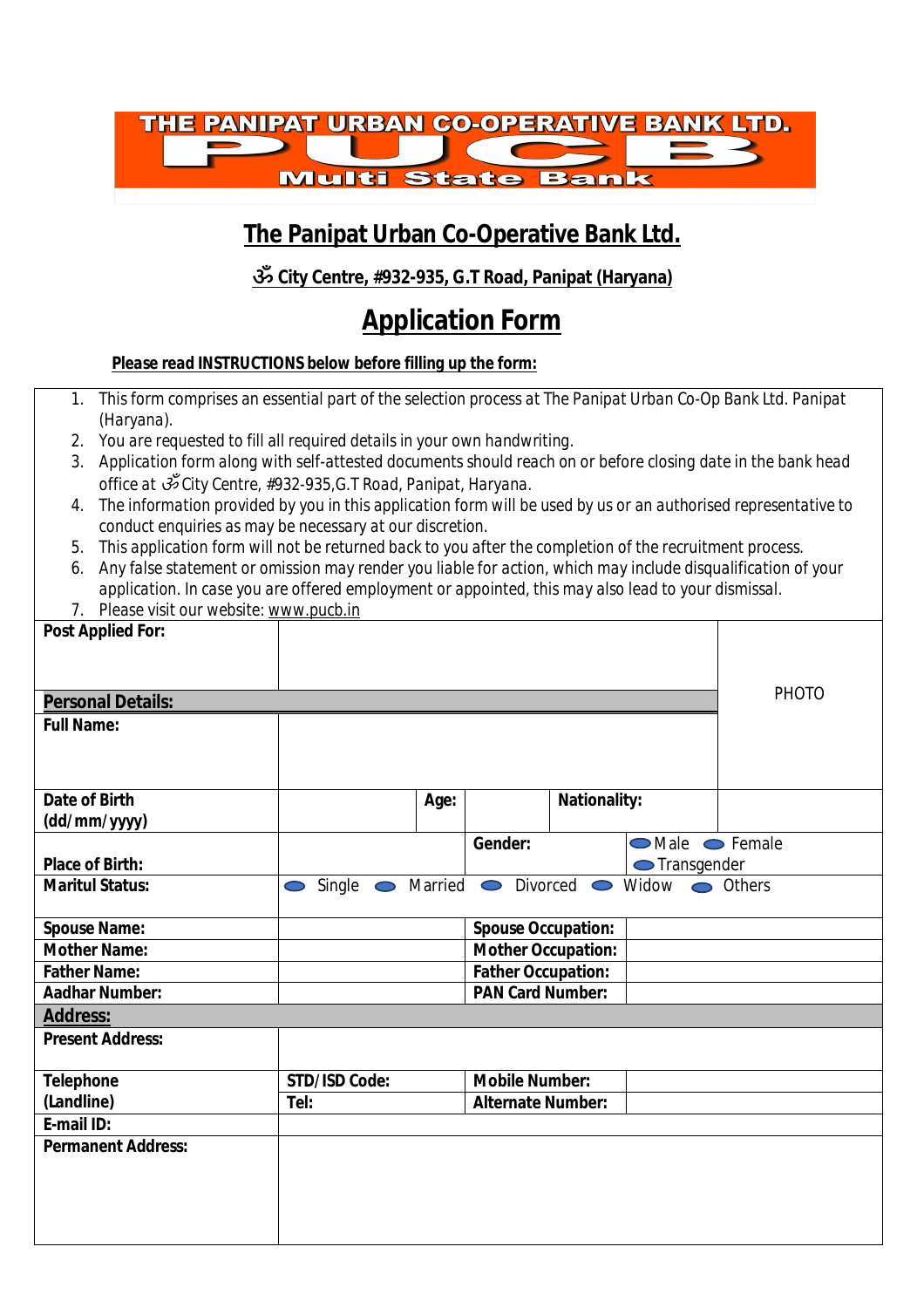THE PANIPAT URBAN CO-OPERATIVE BANK LTD.
PUCB
Multi State Bank

# The Panipat Urban Co-Operative Bank Ltd.

**ॐ City Centre, #932-935, G.T Road, Panipat (Haryana)**

## Application Form

***Please read INSTRUCTIONS below before filling up the form:***

1. This form comprises an essential part of the selection process at The Panipat Urban Co-Op Bank Ltd. Panipat (Haryana).
2. You are requested to fill all required details in your own handwriting.
3. Application form along with self-attested documents should reach on or before closing date in the bank head office at ॐ City Centre, #932-935,G.T Road, Panipat, Haryana.
4. The information provided by you in this application form will be used by us or an authorised representative to conduct enquiries as may be necessary at our discretion.
5. This application form will not be returned back to you after the completion of the recruitment process.
6. Any false statement or omission may render you liable for action, which may include disqualification of your application. In case you are offered employment or appointed, this may also lead to your dismissal.
7. Please visit our website: www.pucb.in

| **Post Applied For:** | | | | | | PHOTO |
|---|---|---|---|---|---|---|
| **Personal Details:** | | | | | | |
| **Full Name:** | | | | | | |
| **Date of Birth (dd/mm/yyyy)** | | **Age:** | | **Nationality:** | | |
| **Place of Birth:** | | | **Gender:** | | Male Female Transgender | |
| **Maritul Status:** | Single Married Divorced Widow Others | | | | | |
| **Spouse Name:** | | | **Spouse Occupation:** | | | |
| **Mother Name:** | | | **Mother Occupation:** | | | |
| **Father Name:** | | | **Father Occupation:** | | | |
| **Aadhar Number:** | | | **PAN Card Number:** | | | |
| **Address:** | | | | | | |
| **Present Address:** | | | | | | |
| **Telephone (Landline)** | **STD/ISD Code:** | | **Mobile Number:** | | | |
| | **Tel:** | | **Alternate Number:** | | | |
| **E-mail ID:** | | | | | | |
| **Permanent Address:** | | | | | | |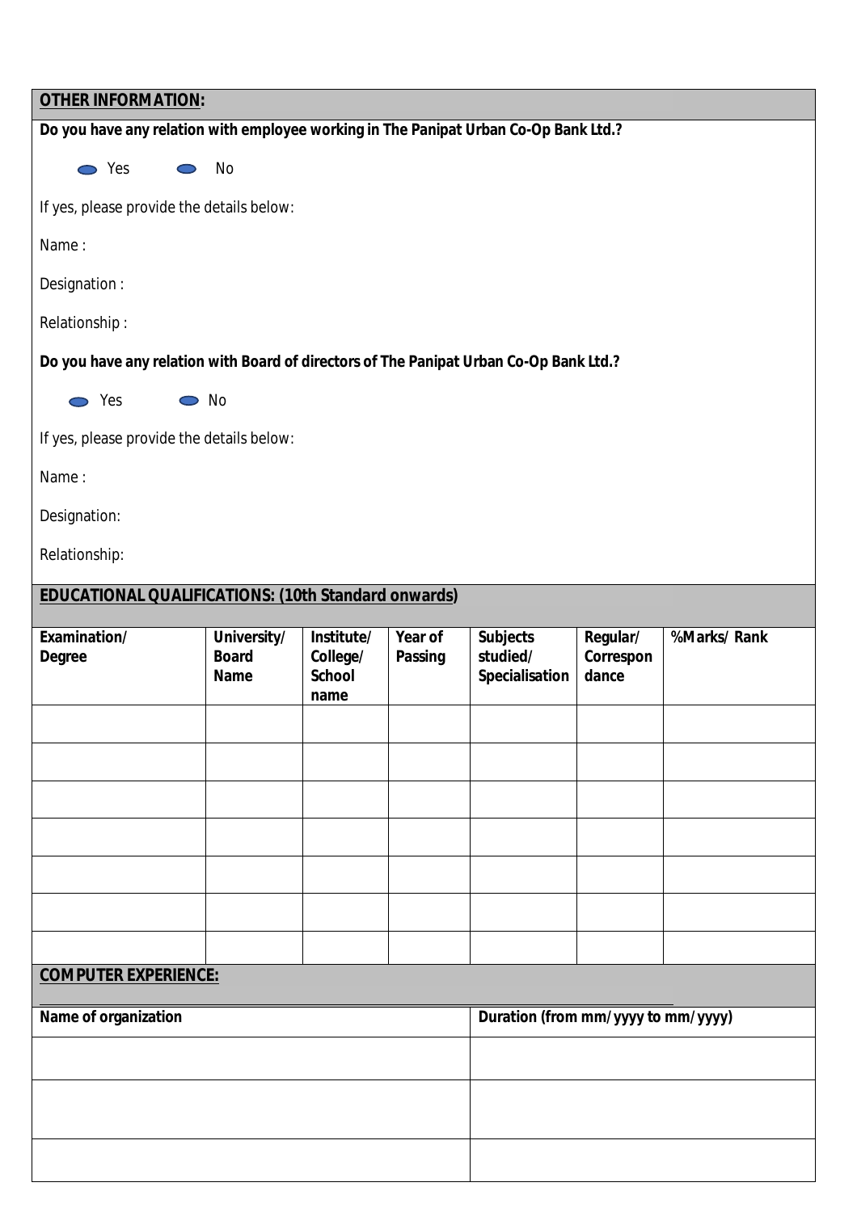## OTHER INFORMATION:

**Do you have any relation with employee working in The Panipat Urban Co-Op Bank Ltd.?**

○ Yes ○ No

If yes, please provide the details below:

Name :

Designation :

Relationship :

**Do you have any relation with Board of directors of The Panipat Urban Co-Op Bank Ltd.?**

○ Yes ○ No

If yes, please provide the details below:

Name :

Designation:

Relationship:

## EDUCATIONAL QUALIFICATIONS: (10th Standard onwards)

| Examination/ Degree | University/ Board Name | Institute/ College/ School name | Year of Passing | Subjects studied/ Specialisation | Regular/ Correspondance | %Marks/ Rank |
|---|---|---|---|---|---|---|
| | | | | | | |
| | | | | | | |
| | | | | | | |
| | | | | | | |
| | | | | | | |
| | | | | | | |
| | | | | | | |

## COMPUTER EXPERIENCE:

| Name of organization | Duration (from mm/yyyy to mm/yyyy) |
|---|---|
| | |
| | |
| | |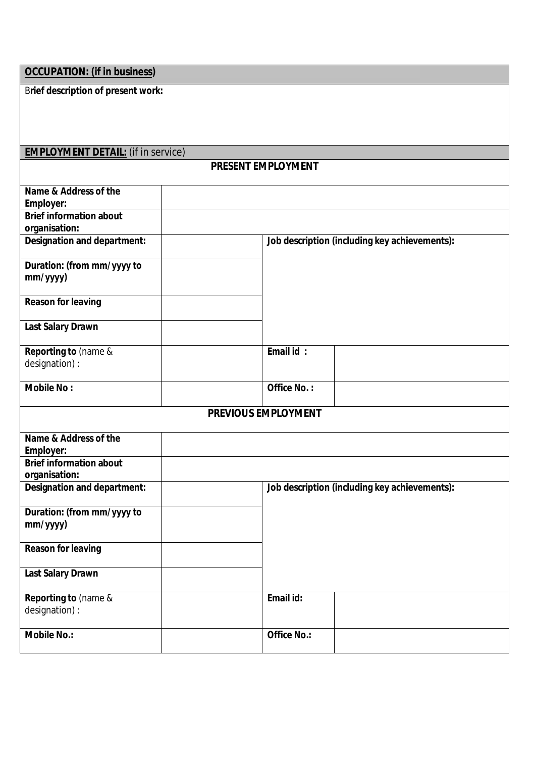| **OCCUPATION: (if in business)** | | | |
|---|---|---|---|
| **Brief description of present work:** | | | |
| **EMPLOYMENT DETAIL:** (if in service) | | | |
| **PRESENT EMPLOYMENT** | | | |
| **Name & Address of the Employer:** | | | |
| **Brief information about organisation:** | | | |
| **Designation and department:** | | **Job description (including key achievements):** | |
| **Duration: (from mm/yyyy to mm/yyyy)** | | | |
| **Reason for leaving** | | | |
| **Last Salary Drawn** | | | |
| **Reporting to** (name & designation) : | | **Email id :** | |
| **Mobile No :** | | **Office No. :** | |
| **PREVIOUS EMPLOYMENT** | | | |
| **Name & Address of the Employer:** | | | |
| **Brief information about organisation:** | | | |
| **Designation and department:** | | **Job description (including key achievements):** | |
| **Duration: (from mm/yyyy to mm/yyyy)** | | | |
| **Reason for leaving** | | | |
| **Last Salary Drawn** | | | |
| **Reporting to** (name & designation) : | | **Email id:** | |
| **Mobile No.:** | | **Office No.:** | |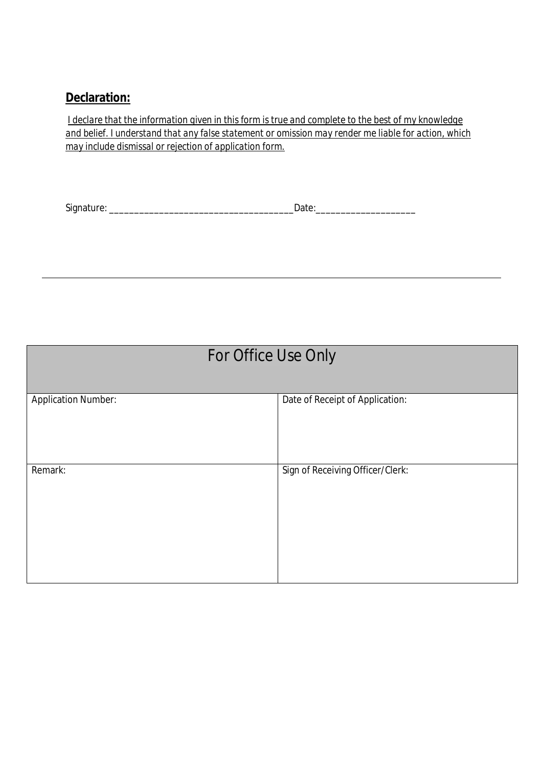**Declaration:**

*I declare that the information given in this form is true and complete to the best of my knowledge and belief. I understand that any false statement or omission may render me liable for action, which may include dismissal or rejection of application form.*

Signature: ___________________________________Date:___________________

---

| For Office Use Only | |
|---|---|
| Application Number: | Date of Receipt of Application: |
| Remark: | Sign of Receiving Officer/Clerk: |